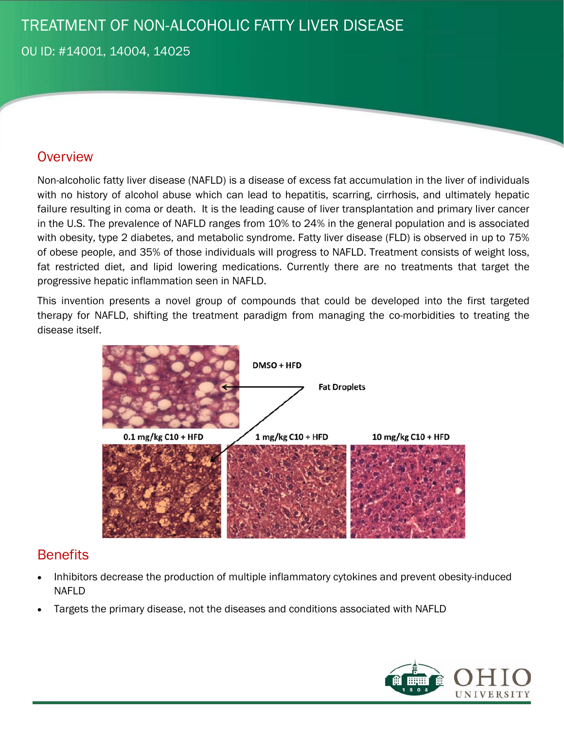# TREATMENT OF NON-ALCOHOLIC FATTY LIVER DISEASE

OU ID: #14001, 14004, 14025

## Overview

Non-alcoholic fatty liver disease (NAFLD) is a disease of excess fat accumulation in the liver of individuals with no history of alcohol abuse which can lead to hepatitis, scarring, cirrhosis, and ultimately hepatic failure resulting in coma or death. It is the leading cause of liver transplantation and primary liver cancer in the U.S. The prevalence of NAFLD ranges from 10% to 24% in the general population and is associated with obesity, type 2 diabetes, and metabolic syndrome. Fatty liver disease (FLD) is observed in up to 75% of obese people, and 35% of those individuals will progress to NAFLD. Treatment consists of weight loss, fat restricted diet, and lipid lowering medications. Currently there are no treatments that target the progressive hepatic inflammation seen in NAFLD.

This invention presents a novel group of compounds that could be developed into the first targeted therapy for NAFLD, shifting the treatment paradigm from managing the co-morbidities to treating the disease itself.

DMSO + HFD

Fat Droplets

0.1 mg/kg C10 + HFD | 1 mg/kg C10 + HFD | 10 mg/kg C10 + HFD

## Benefits

- Inhibitors decrease the production of multiple inflammatory cytokines and prevent obesity-induced NAFLD
- Targets the primary disease, not the diseases and conditions associated with NAFLD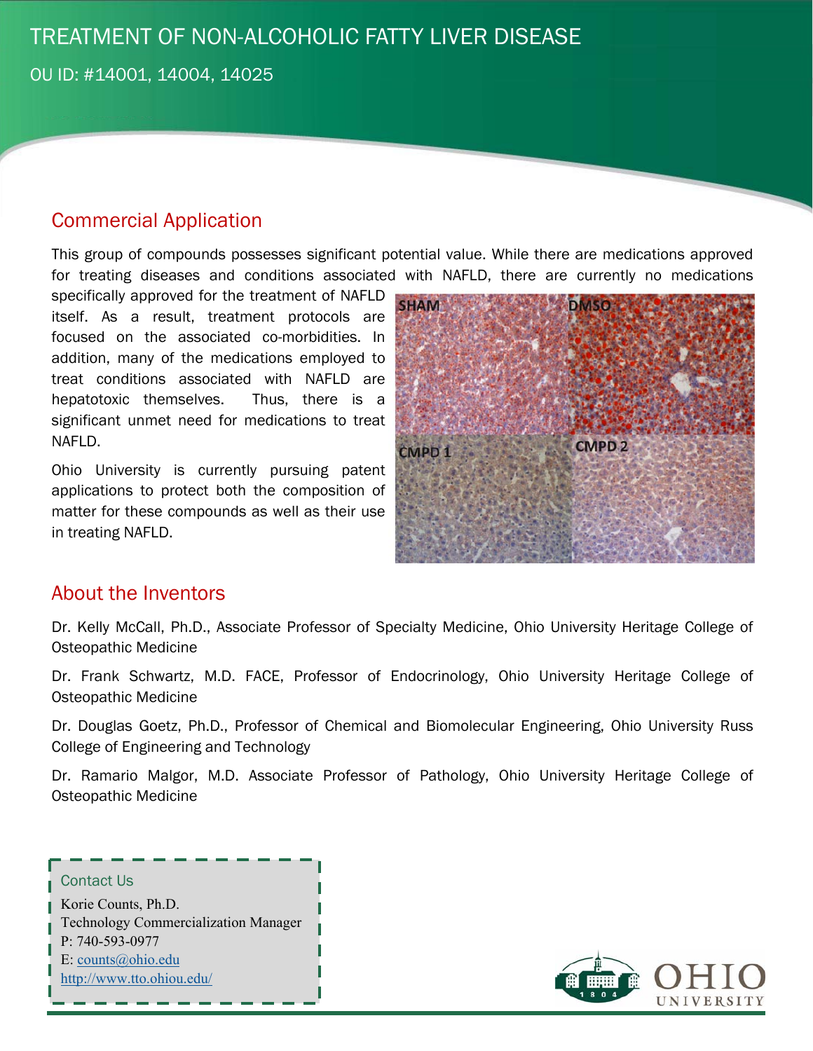# TREATMENT OF NON-ALCOHOLIC FATTY LIVER DISEASE

OU ID: #14001, 14004, 14025

## Commercial Application

This group of compounds possesses significant potential value. While there are medications approved for treating diseases and conditions associated with NAFLD, there are currently no medications specifically approved for the treatment of NAFLD itself. As a result, treatment protocols are focused on the associated co-morbidities. In addition, many of the medications employed to treat conditions associated with NAFLD are hepatotoxic themselves. Thus, there is a significant unmet need for medications to treat NAFLD.

Ohio University is currently pursuing patent applications to protect both the composition of matter for these compounds as well as their use in treating NAFLD.

SHAM

DMSO

CMPD 1

CMPD 2

## About the Inventors

Dr. Kelly McCall, Ph.D., Associate Professor of Specialty Medicine, Ohio University Heritage College of Osteopathic Medicine

Dr. Frank Schwartz, M.D. FACE, Professor of Endocrinology, Ohio University Heritage College of Osteopathic Medicine

Dr. Douglas Goetz, Ph.D., Professor of Chemical and Biomolecular Engineering, Ohio University Russ College of Engineering and Technology

Dr. Ramario Malgor, M.D. Associate Professor of Pathology, Ohio University Heritage College of Osteopathic Medicine

### Contact Us

Korie Counts, Ph.D.
Technology Commercialization Manager
P: 740-593-0977
E: counts@ohio.edu
http://www.tto.ohiou.edu/